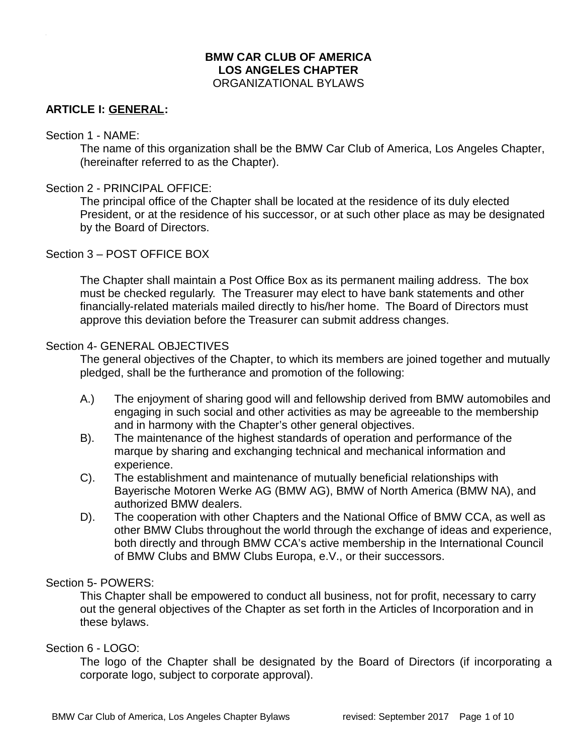# BMW CAR CLUB OF AMERICA
# LOS ANGELES CHAPTER
ORGANIZATIONAL BYLAWS

## ARTICLE I: GENERAL:

Section 1 - NAME:

The name of this organization shall be the BMW Car Club of America, Los Angeles Chapter, (hereinafter referred to as the Chapter).

Section 2 - PRINCIPAL OFFICE:

The principal office of the Chapter shall be located at the residence of its duly elected President, or at the residence of his successor, or at such other place as may be designated by the Board of Directors.

Section 3 – POST OFFICE BOX

The Chapter shall maintain a Post Office Box as its permanent mailing address. The box must be checked regularly. The Treasurer may elect to have bank statements and other financially-related materials mailed directly to his/her home. The Board of Directors must approve this deviation before the Treasurer can submit address changes.

Section 4- GENERAL OBJECTIVES

The general objectives of the Chapter, to which its members are joined together and mutually pledged, shall be the furtherance and promotion of the following:

A.) The enjoyment of sharing good will and fellowship derived from BMW automobiles and engaging in such social and other activities as may be agreeable to the membership and in harmony with the Chapter's other general objectives.

B). The maintenance of the highest standards of operation and performance of the marque by sharing and exchanging technical and mechanical information and experience.

C). The establishment and maintenance of mutually beneficial relationships with Bayerische Motoren Werke AG (BMW AG), BMW of North America (BMW NA), and authorized BMW dealers.

D). The cooperation with other Chapters and the National Office of BMW CCA, as well as other BMW Clubs throughout the world through the exchange of ideas and experience, both directly and through BMW CCA's active membership in the International Council of BMW Clubs and BMW Clubs Europa, e.V., or their successors.

Section 5- POWERS:

This Chapter shall be empowered to conduct all business, not for profit, necessary to carry out the general objectives of the Chapter as set forth in the Articles of Incorporation and in these bylaws.

Section 6 - LOGO:

The logo of the Chapter shall be designated by the Board of Directors (if incorporating a corporate logo, subject to corporate approval).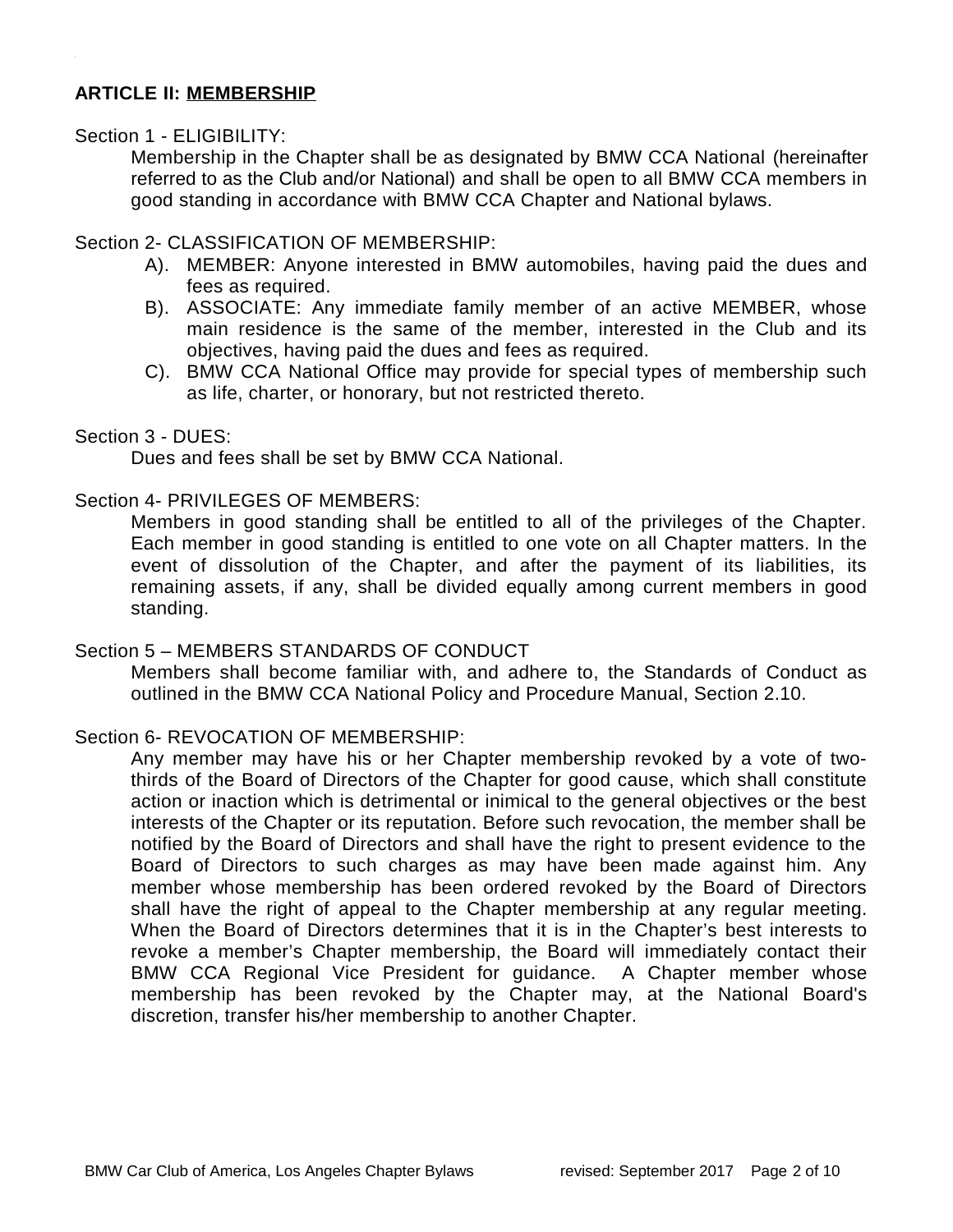## ARTICLE II: MEMBERSHIP

Section 1 - ELIGIBILITY:

Membership in the Chapter shall be as designated by BMW CCA National (hereinafter referred to as the Club and/or National) and shall be open to all BMW CCA members in good standing in accordance with BMW CCA Chapter and National bylaws.

Section 2- CLASSIFICATION OF MEMBERSHIP:

- A). MEMBER: Anyone interested in BMW automobiles, having paid the dues and fees as required.
- B). ASSOCIATE: Any immediate family member of an active MEMBER, whose main residence is the same of the member, interested in the Club and its objectives, having paid the dues and fees as required.
- C). BMW CCA National Office may provide for special types of membership such as life, charter, or honorary, but not restricted thereto.

Section 3 - DUES:

Dues and fees shall be set by BMW CCA National.

Section 4- PRIVILEGES OF MEMBERS:

Members in good standing shall be entitled to all of the privileges of the Chapter. Each member in good standing is entitled to one vote on all Chapter matters. In the event of dissolution of the Chapter, and after the payment of its liabilities, its remaining assets, if any, shall be divided equally among current members in good standing.

Section 5 – MEMBERS STANDARDS OF CONDUCT

Members shall become familiar with, and adhere to, the Standards of Conduct as outlined in the BMW CCA National Policy and Procedure Manual, Section 2.10.

Section 6- REVOCATION OF MEMBERSHIP:

Any member may have his or her Chapter membership revoked by a vote of two-thirds of the Board of Directors of the Chapter for good cause, which shall constitute action or inaction which is detrimental or inimical to the general objectives or the best interests of the Chapter or its reputation. Before such revocation, the member shall be notified by the Board of Directors and shall have the right to present evidence to the Board of Directors to such charges as may have been made against him. Any member whose membership has been ordered revoked by the Board of Directors shall have the right of appeal to the Chapter membership at any regular meeting. When the Board of Directors determines that it is in the Chapter's best interests to revoke a member's Chapter membership, the Board will immediately contact their BMW CCA Regional Vice President for guidance. A Chapter member whose membership has been revoked by the Chapter may, at the National Board's discretion, transfer his/her membership to another Chapter.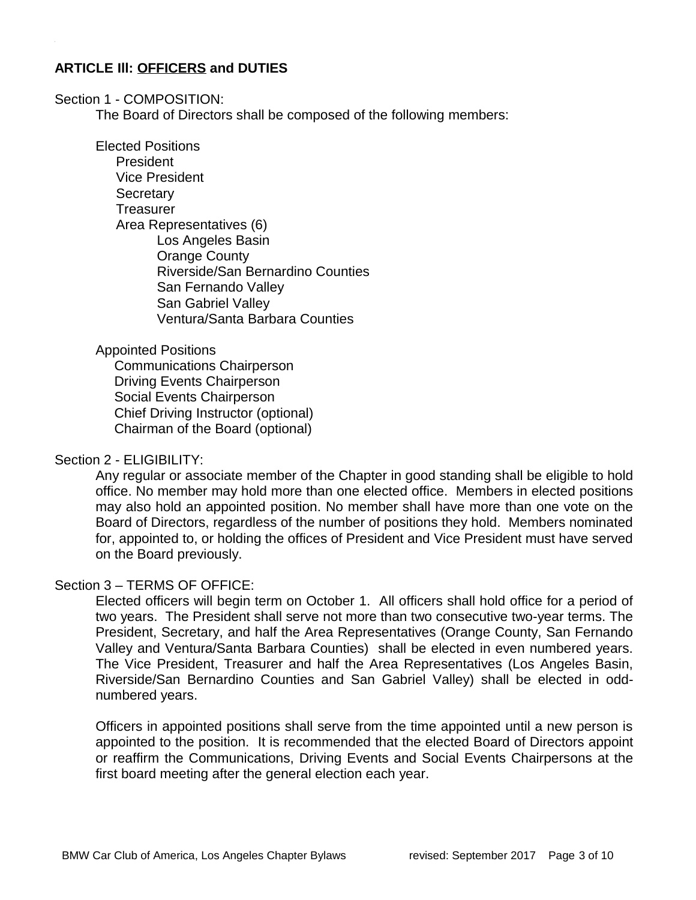## ARTICLE III: OFFICERS and DUTIES

Section 1 - COMPOSITION:

The Board of Directors shall be composed of the following members:

Elected Positions

- President
- Vice President
- Secretary
- Treasurer
- Area Representatives (6)
  - Los Angeles Basin
  - Orange County
  - Riverside/San Bernardino Counties
  - San Fernando Valley
  - San Gabriel Valley
  - Ventura/Santa Barbara Counties

Appointed Positions

- Communications Chairperson
- Driving Events Chairperson
- Social Events Chairperson
- Chief Driving Instructor (optional)
- Chairman of the Board (optional)

Section 2 - ELIGIBILITY:

Any regular or associate member of the Chapter in good standing shall be eligible to hold office. No member may hold more than one elected office. Members in elected positions may also hold an appointed position. No member shall have more than one vote on the Board of Directors, regardless of the number of positions they hold. Members nominated for, appointed to, or holding the offices of President and Vice President must have served on the Board previously.

Section 3 – TERMS OF OFFICE:

Elected officers will begin term on October 1. All officers shall hold office for a period of two years. The President shall serve not more than two consecutive two-year terms. The President, Secretary, and half the Area Representatives (Orange County, San Fernando Valley and Ventura/Santa Barbara Counties) shall be elected in even numbered years. The Vice President, Treasurer and half the Area Representatives (Los Angeles Basin, Riverside/San Bernardino Counties and San Gabriel Valley) shall be elected in odd-numbered years.

Officers in appointed positions shall serve from the time appointed until a new person is appointed to the position. It is recommended that the elected Board of Directors appoint or reaffirm the Communications, Driving Events and Social Events Chairpersons at the first board meeting after the general election each year.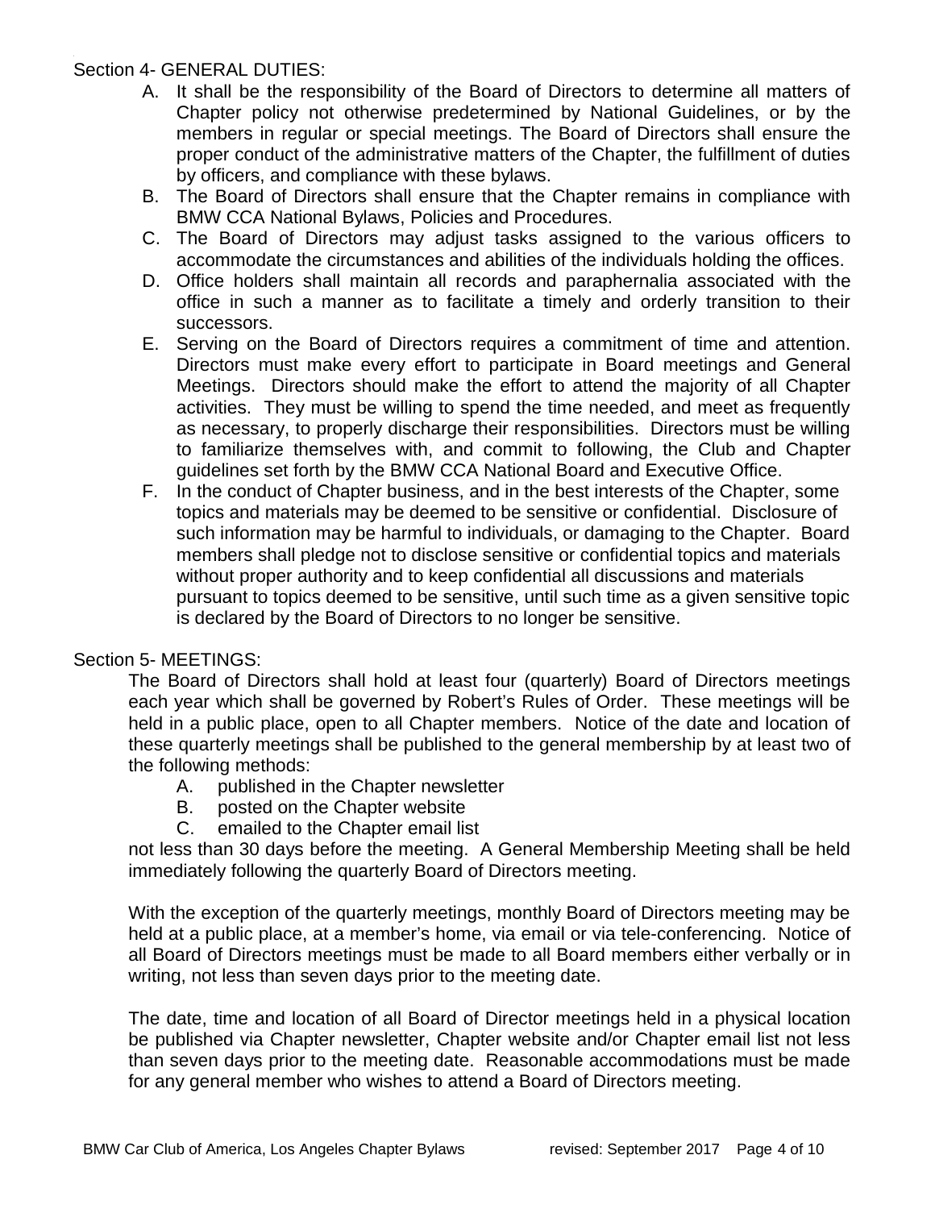Section 4- GENERAL DUTIES:

A. It shall be the responsibility of the Board of Directors to determine all matters of Chapter policy not otherwise predetermined by National Guidelines, or by the members in regular or special meetings. The Board of Directors shall ensure the proper conduct of the administrative matters of the Chapter, the fulfillment of duties by officers, and compliance with these bylaws.
B. The Board of Directors shall ensure that the Chapter remains in compliance with BMW CCA National Bylaws, Policies and Procedures.
C. The Board of Directors may adjust tasks assigned to the various officers to accommodate the circumstances and abilities of the individuals holding the offices.
D. Office holders shall maintain all records and paraphernalia associated with the office in such a manner as to facilitate a timely and orderly transition to their successors.
E. Serving on the Board of Directors requires a commitment of time and attention. Directors must make every effort to participate in Board meetings and General Meetings. Directors should make the effort to attend the majority of all Chapter activities. They must be willing to spend the time needed, and meet as frequently as necessary, to properly discharge their responsibilities. Directors must be willing to familiarize themselves with, and commit to following, the Club and Chapter guidelines set forth by the BMW CCA National Board and Executive Office.
F. In the conduct of Chapter business, and in the best interests of the Chapter, some topics and materials may be deemed to be sensitive or confidential. Disclosure of such information may be harmful to individuals, or damaging to the Chapter. Board members shall pledge not to disclose sensitive or confidential topics and materials without proper authority and to keep confidential all discussions and materials pursuant to topics deemed to be sensitive, until such time as a given sensitive topic is declared by the Board of Directors to no longer be sensitive.

Section 5- MEETINGS:

The Board of Directors shall hold at least four (quarterly) Board of Directors meetings each year which shall be governed by Robert's Rules of Order. These meetings will be held in a public place, open to all Chapter members. Notice of the date and location of these quarterly meetings shall be published to the general membership by at least two of the following methods:

A. published in the Chapter newsletter
B. posted on the Chapter website
C. emailed to the Chapter email list

not less than 30 days before the meeting. A General Membership Meeting shall be held immediately following the quarterly Board of Directors meeting.

With the exception of the quarterly meetings, monthly Board of Directors meeting may be held at a public place, at a member's home, via email or via tele-conferencing. Notice of all Board of Directors meetings must be made to all Board members either verbally or in writing, not less than seven days prior to the meeting date.

The date, time and location of all Board of Director meetings held in a physical location be published via Chapter newsletter, Chapter website and/or Chapter email list not less than seven days prior to the meeting date. Reasonable accommodations must be made for any general member who wishes to attend a Board of Directors meeting.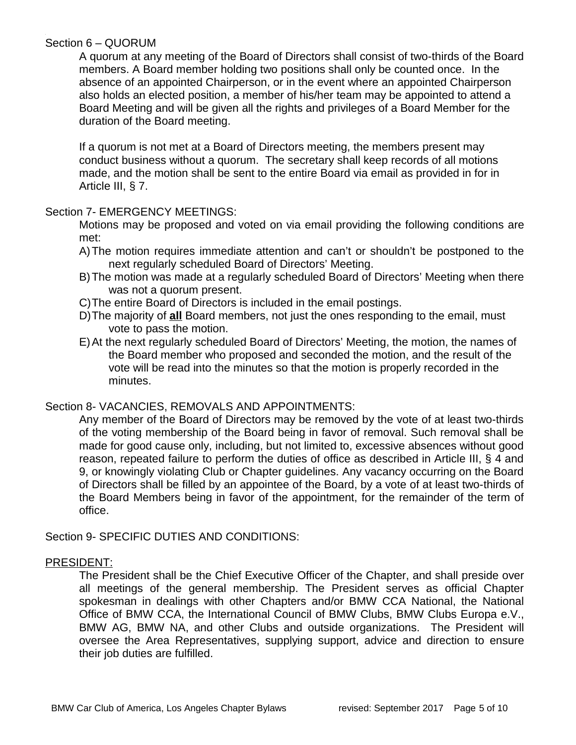Section 6 – QUORUM

A quorum at any meeting of the Board of Directors shall consist of two-thirds of the Board members. A Board member holding two positions shall only be counted once. In the absence of an appointed Chairperson, or in the event where an appointed Chairperson also holds an elected position, a member of his/her team may be appointed to attend a Board Meeting and will be given all the rights and privileges of a Board Member for the duration of the Board meeting.

If a quorum is not met at a Board of Directors meeting, the members present may conduct business without a quorum. The secretary shall keep records of all motions made, and the motion shall be sent to the entire Board via email as provided in for in Article III, § 7.

Section 7- EMERGENCY MEETINGS:

Motions may be proposed and voted on via email providing the following conditions are met:

A) The motion requires immediate attention and can't or shouldn't be postponed to the next regularly scheduled Board of Directors' Meeting.
B) The motion was made at a regularly scheduled Board of Directors' Meeting when there was not a quorum present.
C) The entire Board of Directors is included in the email postings.
D) The majority of **all** Board members, not just the ones responding to the email, must vote to pass the motion.
E) At the next regularly scheduled Board of Directors' Meeting, the motion, the names of the Board member who proposed and seconded the motion, and the result of the vote will be read into the minutes so that the motion is properly recorded in the minutes.

Section 8- VACANCIES, REMOVALS AND APPOINTMENTS:

Any member of the Board of Directors may be removed by the vote of at least two-thirds of the voting membership of the Board being in favor of removal. Such removal shall be made for good cause only, including, but not limited to, excessive absences without good reason, repeated failure to perform the duties of office as described in Article III, § 4 and 9, or knowingly violating Club or Chapter guidelines. Any vacancy occurring on the Board of Directors shall be filled by an appointee of the Board, by a vote of at least two-thirds of the Board Members being in favor of the appointment, for the remainder of the term of office.

Section 9- SPECIFIC DUTIES AND CONDITIONS:

PRESIDENT:

The President shall be the Chief Executive Officer of the Chapter, and shall preside over all meetings of the general membership. The President serves as official Chapter spokesman in dealings with other Chapters and/or BMW CCA National, the National Office of BMW CCA, the International Council of BMW Clubs, BMW Clubs Europa e.V., BMW AG, BMW NA, and other Clubs and outside organizations. The President will oversee the Area Representatives, supplying support, advice and direction to ensure their job duties are fulfilled.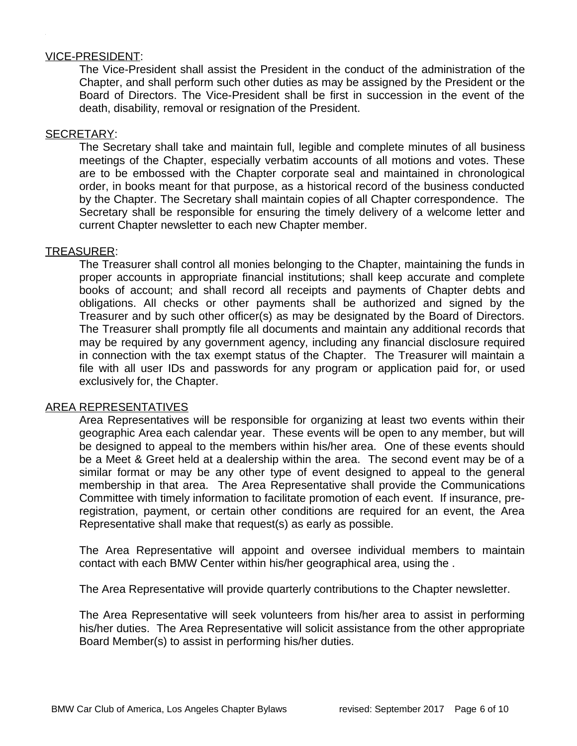VICE-PRESIDENT:

The Vice-President shall assist the President in the conduct of the administration of the Chapter, and shall perform such other duties as may be assigned by the President or the Board of Directors. The Vice-President shall be first in succession in the event of the death, disability, removal or resignation of the President.

SECRETARY:

The Secretary shall take and maintain full, legible and complete minutes of all business meetings of the Chapter, especially verbatim accounts of all motions and votes. These are to be embossed with the Chapter corporate seal and maintained in chronological order, in books meant for that purpose, as a historical record of the business conducted by the Chapter. The Secretary shall maintain copies of all Chapter correspondence. The Secretary shall be responsible for ensuring the timely delivery of a welcome letter and current Chapter newsletter to each new Chapter member.

TREASURER:

The Treasurer shall control all monies belonging to the Chapter, maintaining the funds in proper accounts in appropriate financial institutions; shall keep accurate and complete books of account; and shall record all receipts and payments of Chapter debts and obligations. All checks or other payments shall be authorized and signed by the Treasurer and by such other officer(s) as may be designated by the Board of Directors. The Treasurer shall promptly file all documents and maintain any additional records that may be required by any government agency, including any financial disclosure required in connection with the tax exempt status of the Chapter. The Treasurer will maintain a file with all user IDs and passwords for any program or application paid for, or used exclusively for, the Chapter.

AREA REPRESENTATIVES

Area Representatives will be responsible for organizing at least two events within their geographic Area each calendar year. These events will be open to any member, but will be designed to appeal to the members within his/her area. One of these events should be a Meet & Greet held at a dealership within the area. The second event may be of a similar format or may be any other type of event designed to appeal to the general membership in that area. The Area Representative shall provide the Communications Committee with timely information to facilitate promotion of each event. If insurance, pre-registration, payment, or certain other conditions are required for an event, the Area Representative shall make that request(s) as early as possible.

The Area Representative will appoint and oversee individual members to maintain contact with each BMW Center within his/her geographical area, using the .

The Area Representative will provide quarterly contributions to the Chapter newsletter.

The Area Representative will seek volunteers from his/her area to assist in performing his/her duties. The Area Representative will solicit assistance from the other appropriate Board Member(s) to assist in performing his/her duties.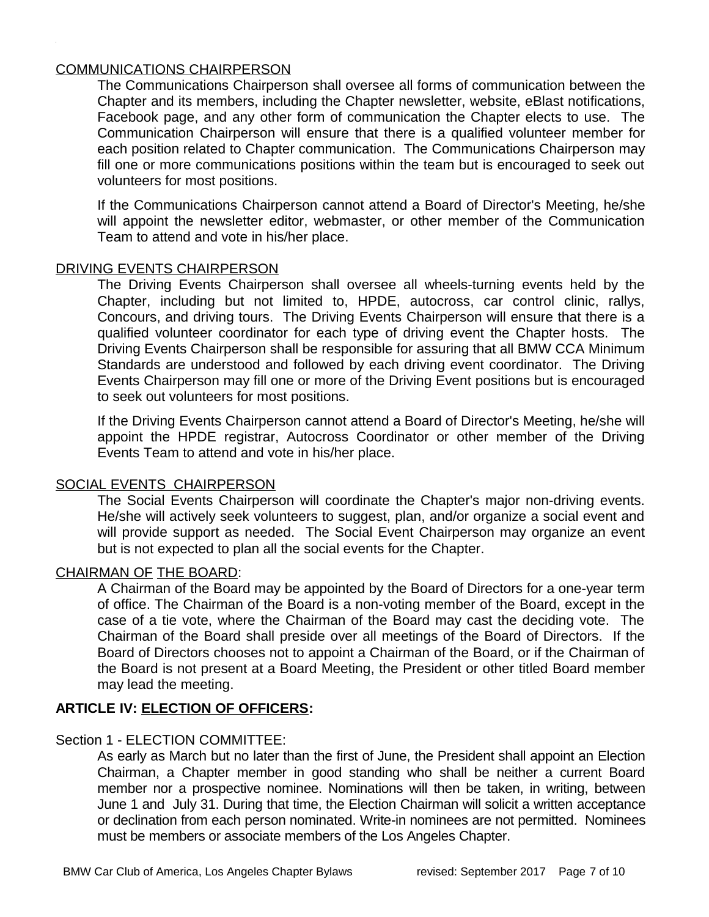COMMUNICATIONS CHAIRPERSON

The Communications Chairperson shall oversee all forms of communication between the Chapter and its members, including the Chapter newsletter, website, eBlast notifications, Facebook page, and any other form of communication the Chapter elects to use. The Communication Chairperson will ensure that there is a qualified volunteer member for each position related to Chapter communication. The Communications Chairperson may fill one or more communications positions within the team but is encouraged to seek out volunteers for most positions.

If the Communications Chairperson cannot attend a Board of Director's Meeting, he/she will appoint the newsletter editor, webmaster, or other member of the Communication Team to attend and vote in his/her place.

DRIVING EVENTS CHAIRPERSON

The Driving Events Chairperson shall oversee all wheels-turning events held by the Chapter, including but not limited to, HPDE, autocross, car control clinic, rallys, Concours, and driving tours. The Driving Events Chairperson will ensure that there is a qualified volunteer coordinator for each type of driving event the Chapter hosts. The Driving Events Chairperson shall be responsible for assuring that all BMW CCA Minimum Standards are understood and followed by each driving event coordinator. The Driving Events Chairperson may fill one or more of the Driving Event positions but is encouraged to seek out volunteers for most positions.

If the Driving Events Chairperson cannot attend a Board of Director's Meeting, he/she will appoint the HPDE registrar, Autocross Coordinator or other member of the Driving Events Team to attend and vote in his/her place.

SOCIAL EVENTS CHAIRPERSON

The Social Events Chairperson will coordinate the Chapter's major non-driving events. He/she will actively seek volunteers to suggest, plan, and/or organize a social event and will provide support as needed. The Social Event Chairperson may organize an event but is not expected to plan all the social events for the Chapter.

CHAIRMAN OF THE BOARD:

A Chairman of the Board may be appointed by the Board of Directors for a one-year term of office. The Chairman of the Board is a non-voting member of the Board, except in the case of a tie vote, where the Chairman of the Board may cast the deciding vote. The Chairman of the Board shall preside over all meetings of the Board of Directors. If the Board of Directors chooses not to appoint a Chairman of the Board, or if the Chairman of the Board is not present at a Board Meeting, the President or other titled Board member may lead the meeting.

## ARTICLE IV: ELECTION OF OFFICERS:

Section 1 - ELECTION COMMITTEE:

As early as March but no later than the first of June, the President shall appoint an Election Chairman, a Chapter member in good standing who shall be neither a current Board member nor a prospective nominee. Nominations will then be taken, in writing, between June 1 and July 31. During that time, the Election Chairman will solicit a written acceptance or declination from each person nominated. Write-in nominees are not permitted. Nominees must be members or associate members of the Los Angeles Chapter.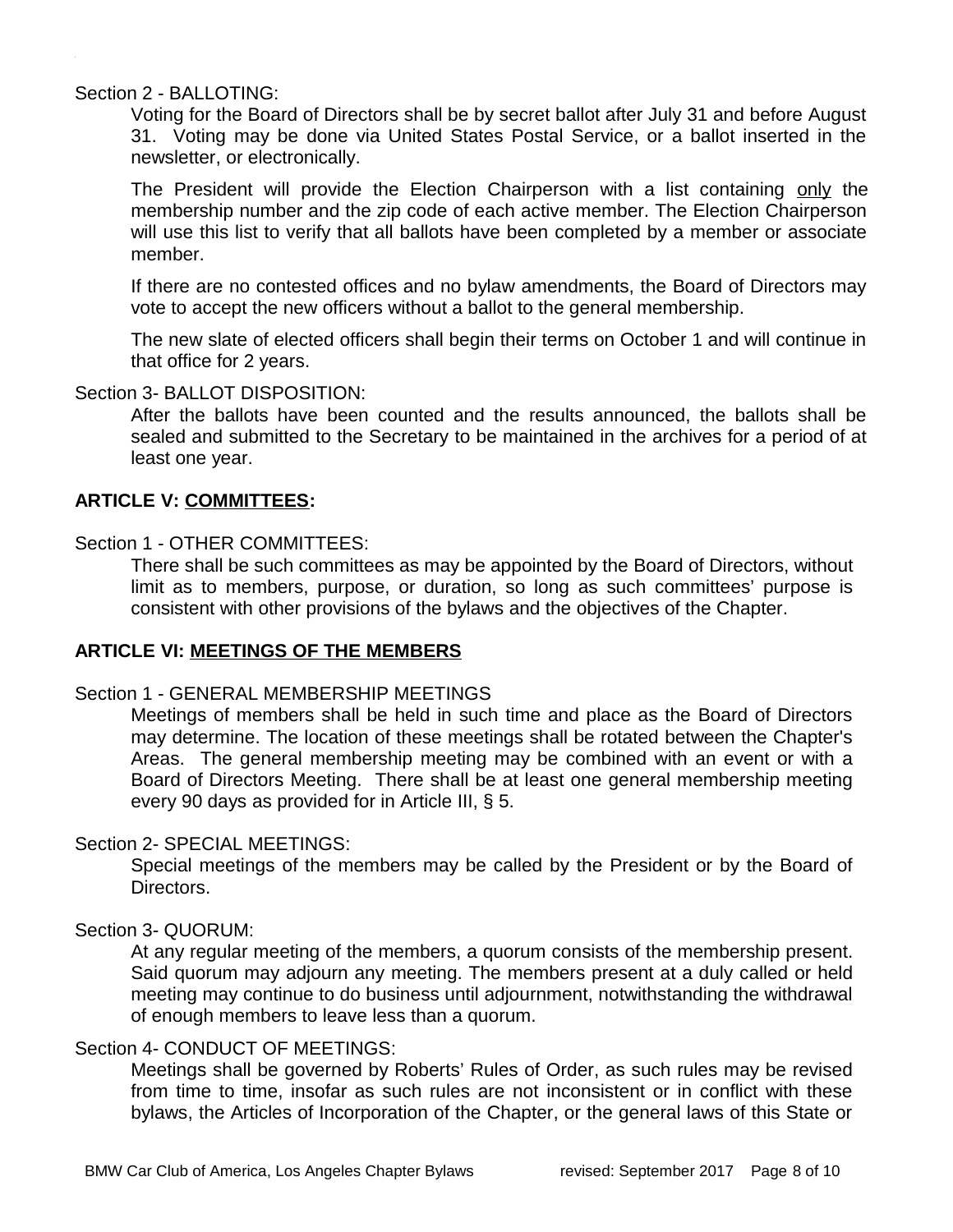Section 2 - BALLOTING:

Voting for the Board of Directors shall be by secret ballot after July 31 and before August 31. Voting may be done via United States Postal Service, or a ballot inserted in the newsletter, or electronically.

The President will provide the Election Chairperson with a list containing only the membership number and the zip code of each active member. The Election Chairperson will use this list to verify that all ballots have been completed by a member or associate member.

If there are no contested offices and no bylaw amendments, the Board of Directors may vote to accept the new officers without a ballot to the general membership.

The new slate of elected officers shall begin their terms on October 1 and will continue in that office for 2 years.

Section 3- BALLOT DISPOSITION:

After the ballots have been counted and the results announced, the ballots shall be sealed and submitted to the Secretary to be maintained in the archives for a period of at least one year.

## ARTICLE V: COMMITTEES:

Section 1 - OTHER COMMITTEES:

There shall be such committees as may be appointed by the Board of Directors, without limit as to members, purpose, or duration, so long as such committees' purpose is consistent with other provisions of the bylaws and the objectives of the Chapter.

## ARTICLE VI: MEETINGS OF THE MEMBERS

Section 1 - GENERAL MEMBERSHIP MEETINGS

Meetings of members shall be held in such time and place as the Board of Directors may determine. The location of these meetings shall be rotated between the Chapter's Areas. The general membership meeting may be combined with an event or with a Board of Directors Meeting. There shall be at least one general membership meeting every 90 days as provided for in Article III, § 5.

Section 2- SPECIAL MEETINGS:

Special meetings of the members may be called by the President or by the Board of Directors.

Section 3- QUORUM:

At any regular meeting of the members, a quorum consists of the membership present. Said quorum may adjourn any meeting. The members present at a duly called or held meeting may continue to do business until adjournment, notwithstanding the withdrawal of enough members to leave less than a quorum.

Section 4- CONDUCT OF MEETINGS:

Meetings shall be governed by Roberts' Rules of Order, as such rules may be revised from time to time, insofar as such rules are not inconsistent or in conflict with these bylaws, the Articles of Incorporation of the Chapter, or the general laws of this State or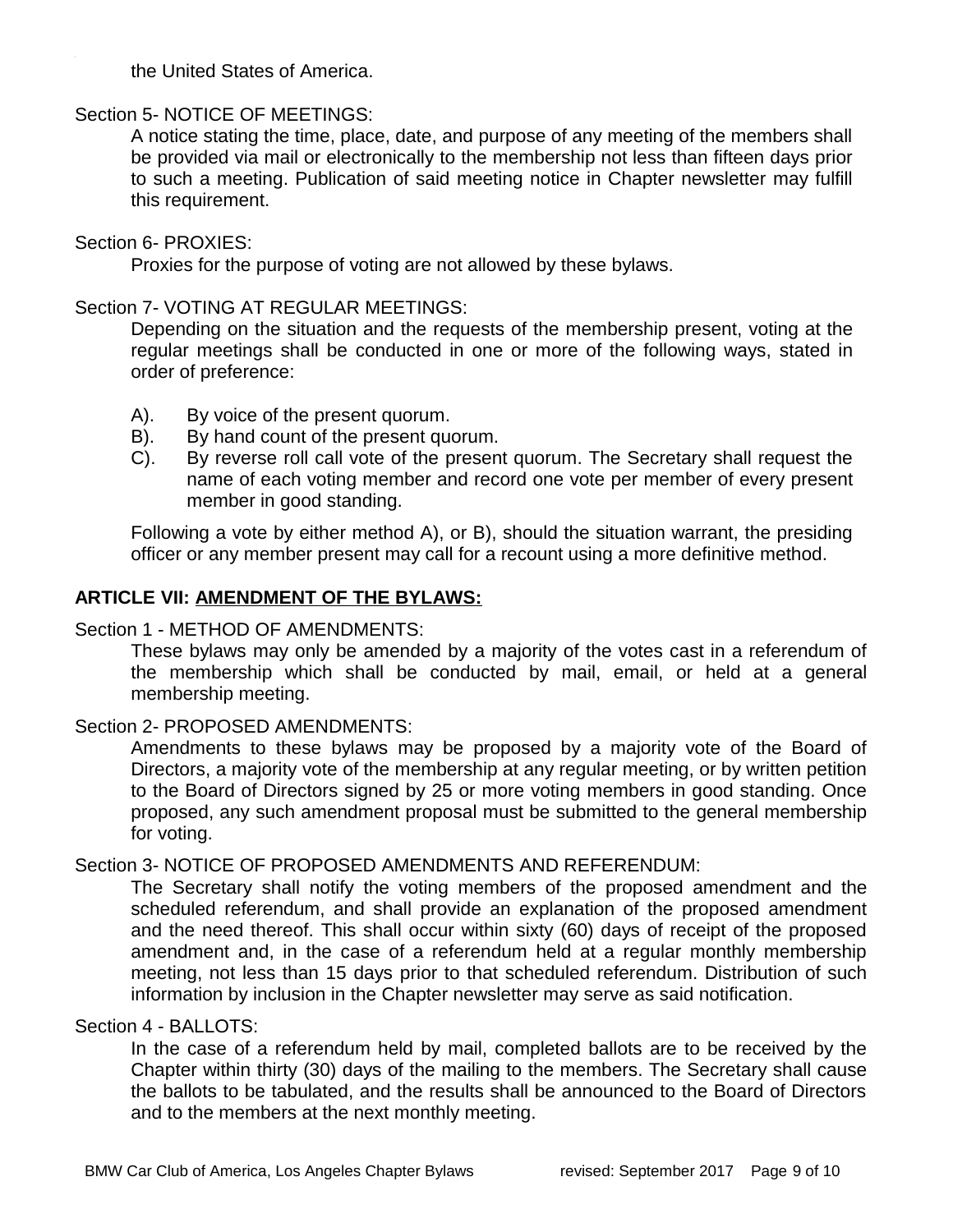the United States of America.

Section 5- NOTICE OF MEETINGS:

A notice stating the time, place, date, and purpose of any meeting of the members shall be provided via mail or electronically to the membership not less than fifteen days prior to such a meeting. Publication of said meeting notice in Chapter newsletter may fulfill this requirement.

Section 6- PROXIES:

Proxies for the purpose of voting are not allowed by these bylaws.

Section 7- VOTING AT REGULAR MEETINGS:

Depending on the situation and the requests of the membership present, voting at the regular meetings shall be conducted in one or more of the following ways, stated in order of preference:

A). By voice of the present quorum.

B). By hand count of the present quorum.

C). By reverse roll call vote of the present quorum. The Secretary shall request the name of each voting member and record one vote per member of every present member in good standing.

Following a vote by either method A), or B), should the situation warrant, the presiding officer or any member present may call for a recount using a more definitive method.

## ARTICLE VII: AMENDMENT OF THE BYLAWS:

Section 1 - METHOD OF AMENDMENTS:

These bylaws may only be amended by a majority of the votes cast in a referendum of the membership which shall be conducted by mail, email, or held at a general membership meeting.

Section 2- PROPOSED AMENDMENTS:

Amendments to these bylaws may be proposed by a majority vote of the Board of Directors, a majority vote of the membership at any regular meeting, or by written petition to the Board of Directors signed by 25 or more voting members in good standing. Once proposed, any such amendment proposal must be submitted to the general membership for voting.

Section 3- NOTICE OF PROPOSED AMENDMENTS AND REFERENDUM:

The Secretary shall notify the voting members of the proposed amendment and the scheduled referendum, and shall provide an explanation of the proposed amendment and the need thereof. This shall occur within sixty (60) days of receipt of the proposed amendment and, in the case of a referendum held at a regular monthly membership meeting, not less than 15 days prior to that scheduled referendum. Distribution of such information by inclusion in the Chapter newsletter may serve as said notification.

Section 4 - BALLOTS:

In the case of a referendum held by mail, completed ballots are to be received by the Chapter within thirty (30) days of the mailing to the members. The Secretary shall cause the ballots to be tabulated, and the results shall be announced to the Board of Directors and to the members at the next monthly meeting.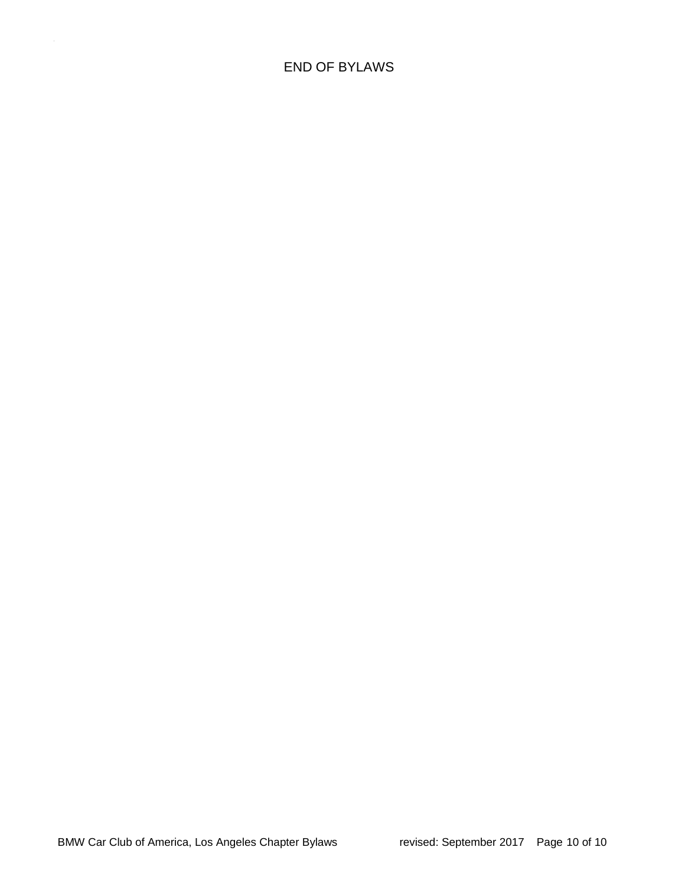END OF BYLAWS